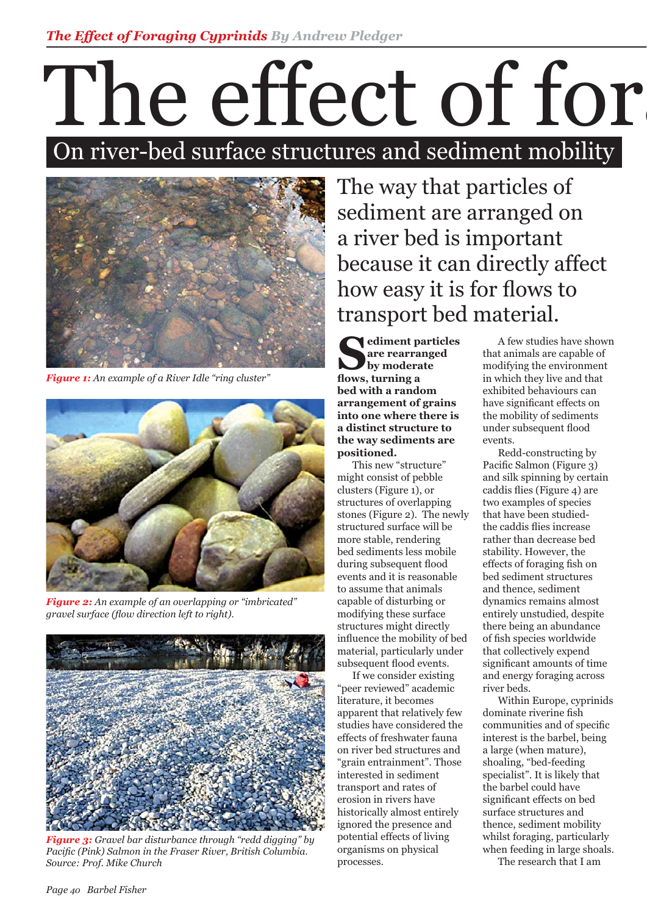# The effect of for

## On river-bed surface structures and sediment mobility

*Figure 1: An example of a River Idle "ring cluster"*

*Figure 2: An example of an overlapping or "imbricated" gravel surface (flow direction left to right).*

*Figure 3: Gravel bar disturbance through "redd digging" by Pacific (Pink) Salmon in the Fraser River, British Columbia. Source: Prof. Mike Church*

The way that particles of sediment are arranged on a river bed is important because it can directly affect how easy it is for flows to transport bed material.

**Sediment particles are rearranged by moderate flows, turning a bed with a random arrangement of grains into one where there is a distinct structure to the way sediments are positioned.**

This new "structure" might consist of pebble clusters (Figure 1), or structures of overlapping stones (Figure 2). The newly structured surface will be more stable, rendering bed sediments less mobile during subsequent flood events and it is reasonable to assume that animals capable of disturbing or modifying these surface structures might directly influence the mobility of bed material, particularly under subsequent flood events.

If we consider existing "peer reviewed" academic literature, it becomes apparent that relatively few studies have considered the effects of freshwater fauna on river bed structures and "grain entrainment". Those interested in sediment transport and rates of erosion in rivers have historically almost entirely ignored the presence and potential effects of living organisms on physical processes.

A few studies have shown that animals are capable of modifying the environment in which they live and that exhibited behaviours can have significant effects on the mobility of sediments under subsequent flood events.

Redd-constructing by Pacific Salmon (Figure 3) and silk spinning by certain caddis flies (Figure 4) are two examples of species that have been studied- the caddis flies increase rather than decrease bed stability. However, the effects of foraging fish on bed sediment structures and thence, sediment dynamics remains almost entirely unstudied, despite there being an abundance of fish species worldwide that collectively expend significant amounts of time and energy foraging across river beds.

Within Europe, cyprinids dominate riverine fish communities and of specific interest is the barbel, being a large (when mature), shoaling, "bed-feeding specialist". It is likely that the barbel could have significant effects on bed surface structures and thence, sediment mobility whilst foraging, particularly when feeding in large shoals.

The research that I am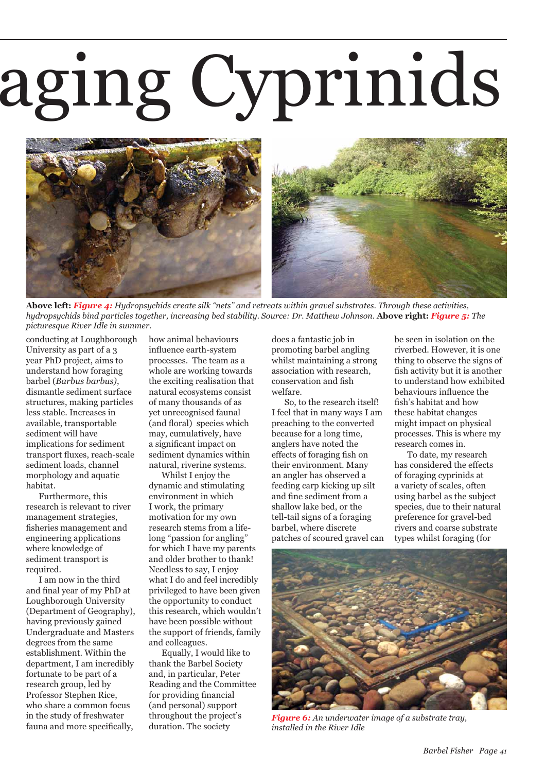# aging Cyprinids

**Above left:** ***Figure 4:*** *Hydropsychids create silk "nets" and retreats within gravel substrates. Through these activities, hydropsychids bind particles together, increasing bed stability. Source: Dr. Matthew Johnson.* **Above right:** ***Figure 5:*** *The picturesque River Idle in summer.*

conducting at Loughborough University as part of a 3 year PhD project, aims to understand how foraging barbel (*Barbus barbus)*, dismantle sediment surface structures, making particles less stable. Increases in available, transportable sediment will have implications for sediment transport fluxes, reach-scale sediment loads, channel morphology and aquatic habitat.

Furthermore, this research is relevant to river management strategies, fisheries management and engineering applications where knowledge of sediment transport is required.

I am now in the third and final year of my PhD at Loughborough University (Department of Geography), having previously gained Undergraduate and Masters degrees from the same establishment. Within the department, I am incredibly fortunate to be part of a research group, led by Professor Stephen Rice, who share a common focus in the study of freshwater fauna and more specifically, how animal behaviours influence earth-system processes. The team as a whole are working towards the exciting realisation that natural ecosystems consist of many thousands of as yet unrecognised faunal (and floral) species which may, cumulatively, have a significant impact on sediment dynamics within natural, riverine systems.

Whilst I enjoy the dynamic and stimulating environment in which I work, the primary motivation for my own research stems from a life-long "passion for angling" for which I have my parents and older brother to thank! Needless to say, I enjoy what I do and feel incredibly privileged to have been given the opportunity to conduct this research, which wouldn't have been possible without the support of friends, family and colleagues.

Equally, I would like to thank the Barbel Society and, in particular, Peter Reading and the Committee for providing financial (and personal) support throughout the project's duration. The society does a fantastic job in promoting barbel angling whilst maintaining a strong association with research, conservation and fish welfare.

So, to the research itself! I feel that in many ways I am preaching to the converted because for a long time, anglers have noted the effects of foraging fish on their environment. Many an angler has observed a feeding carp kicking up silt and fine sediment from a shallow lake bed, or the tell-tail signs of a foraging barbel, where discrete patches of scoured gravel can be seen in isolation on the riverbed. However, it is one thing to observe the signs of fish activity but it is another to understand how exhibited behaviours influence the fish's habitat and how these habitat changes might impact on physical processes. This is where my research comes in.

To date, my research has considered the effects of foraging cyprinids at a variety of scales, often using barbel as the subject species, due to their natural preference for gravel-bed rivers and coarse substrate types whilst foraging (for

***Figure 6:*** *An underwater image of a substrate tray, installed in the River Idle*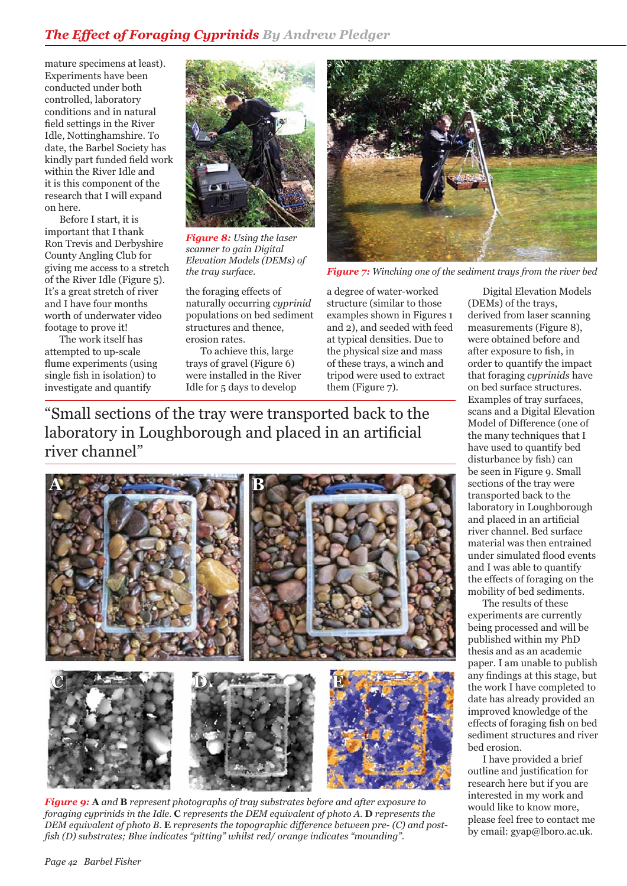mature specimens at least). Experiments have been conducted under both controlled, laboratory conditions and in natural field settings in the River Idle, Nottinghamshire. To date, the Barbel Society has kindly part funded field work within the River Idle and it is this component of the research that I will expand on here.

Before I start, it is important that I thank Ron Trevis and Derbyshire County Angling Club for giving me access to a stretch of the River Idle (Figure 5). It's a great stretch of river and I have four months worth of underwater video footage to prove it!

The work itself has attempted to up-scale flume experiments (using single fish in isolation) to investigate and quantify the foraging effects of naturally occurring *cyprinid* populations on bed sediment structures and thence, erosion rates.

To achieve this, large trays of gravel (Figure 6) were installed in the River Idle for 5 days to develop a degree of water-worked structure (similar to those examples shown in Figures 1 and 2), and seeded with feed at typical densities. Due to the physical size and mass of these trays, a winch and tripod were used to extract them (Figure 7).

***Figure 8:*** *Using the laser scanner to gain Digital Elevation Models (DEMs) of the tray surface.*

***Figure 7:*** *Winching one of the sediment trays from the river bed*

Digital Elevation Models (DEMs) of the trays, derived from laser scanning measurements (Figure 8), were obtained before and after exposure to fish, in order to quantify the impact that foraging *cyprinids* have on bed surface structures. Examples of tray surfaces, scans and a Digital Elevation Model of Difference (one of the many techniques that I have used to quantify bed disturbance by fish) can be seen in Figure 9. Small sections of the tray were transported back to the laboratory in Loughborough and placed in an artificial river channel. Bed surface material was then entrained under simulated flood events and I was able to quantify the effects of foraging on the mobility of bed sediments.

> "Small sections of the tray were transported back to the laboratory in Loughborough and placed in an artificial river channel"

***Figure 9:*** **A** *and* **B** *represent photographs of tray substrates before and after exposure to foraging cyprinids in the Idle.* **C** *represents the DEM equivalent of photo A.* **D** *represents the DEM equivalent of photo B.* **E** *represents the topographic difference between pre- (C) and post-fish (D) substrates; Blue indicates "pitting" whilst red/ orange indicates "mounding".*

The results of these experiments are currently being processed and will be published within my PhD thesis and as an academic paper. I am unable to publish any findings at this stage, but the work I have completed to date has already provided an improved knowledge of the effects of foraging fish on bed sediment structures and river bed erosion.

I have provided a brief outline and justification for research here but if you are interested in my work and would like to know more, please feel free to contact me by email: gyap@lboro.ac.uk.